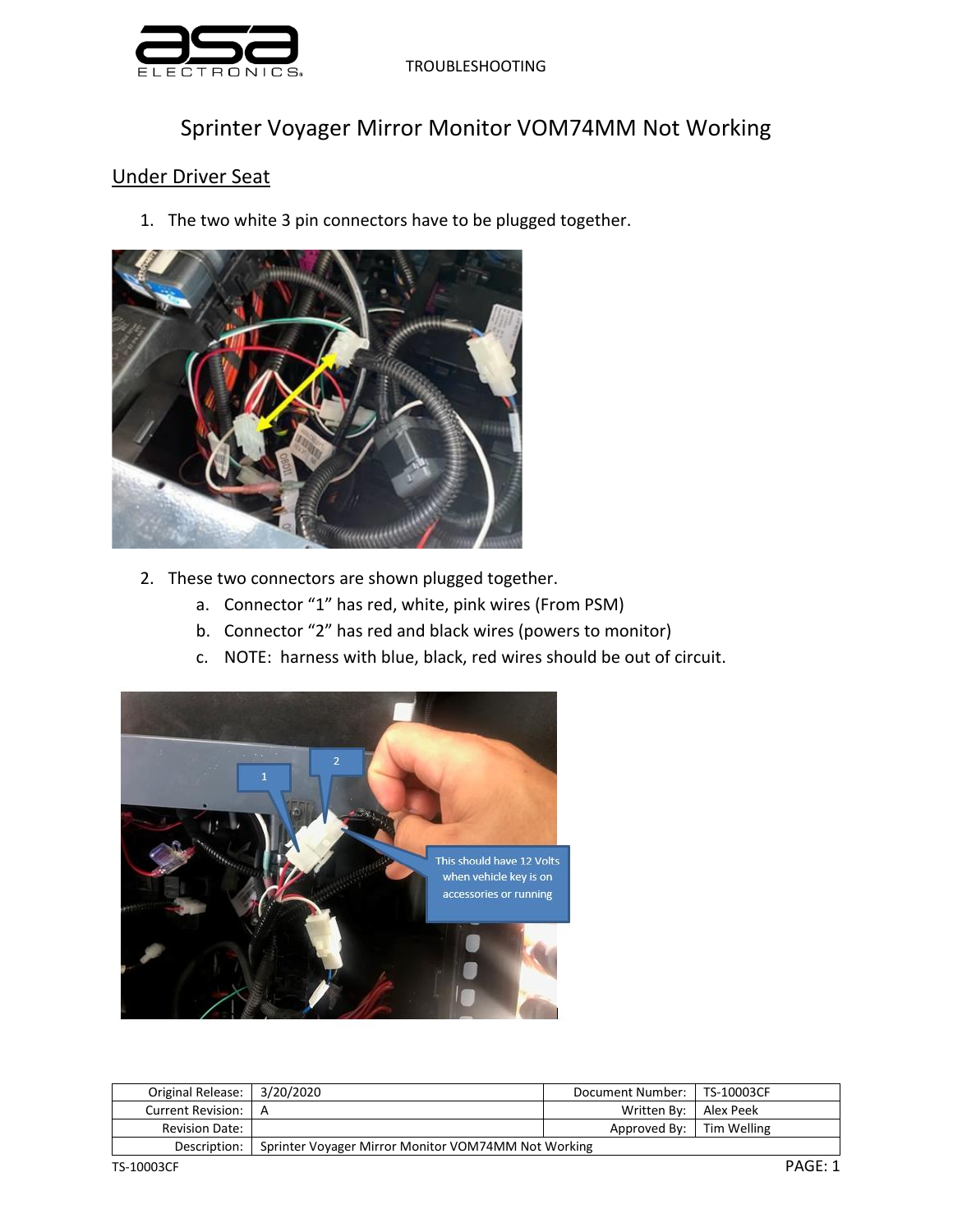# Sprinter Voyager Mirror Monitor VOM74MM Not Working

## Under Driver Seat

1. The two white 3 pin connectors have to be plugged together.

2. These two connectors are shown plugged together.
   a. Connector "1" has red, white, pink wires (From PSM)
   b. Connector "2" has red and black wires (powers to monitor)
   c. NOTE: harness with blue, black, red wires should be out of circuit.

| Original Release: | 3/20/2020 | Document Number: | TS-10003CF |
| --- | --- | --- | --- |
| Current Revision: | A | Written By: | Alex Peek |
| Revision Date: | | Approved By: | Tim Welling |
| Description: | Sprinter Voyager Mirror Monitor VOM74MM Not Working | | |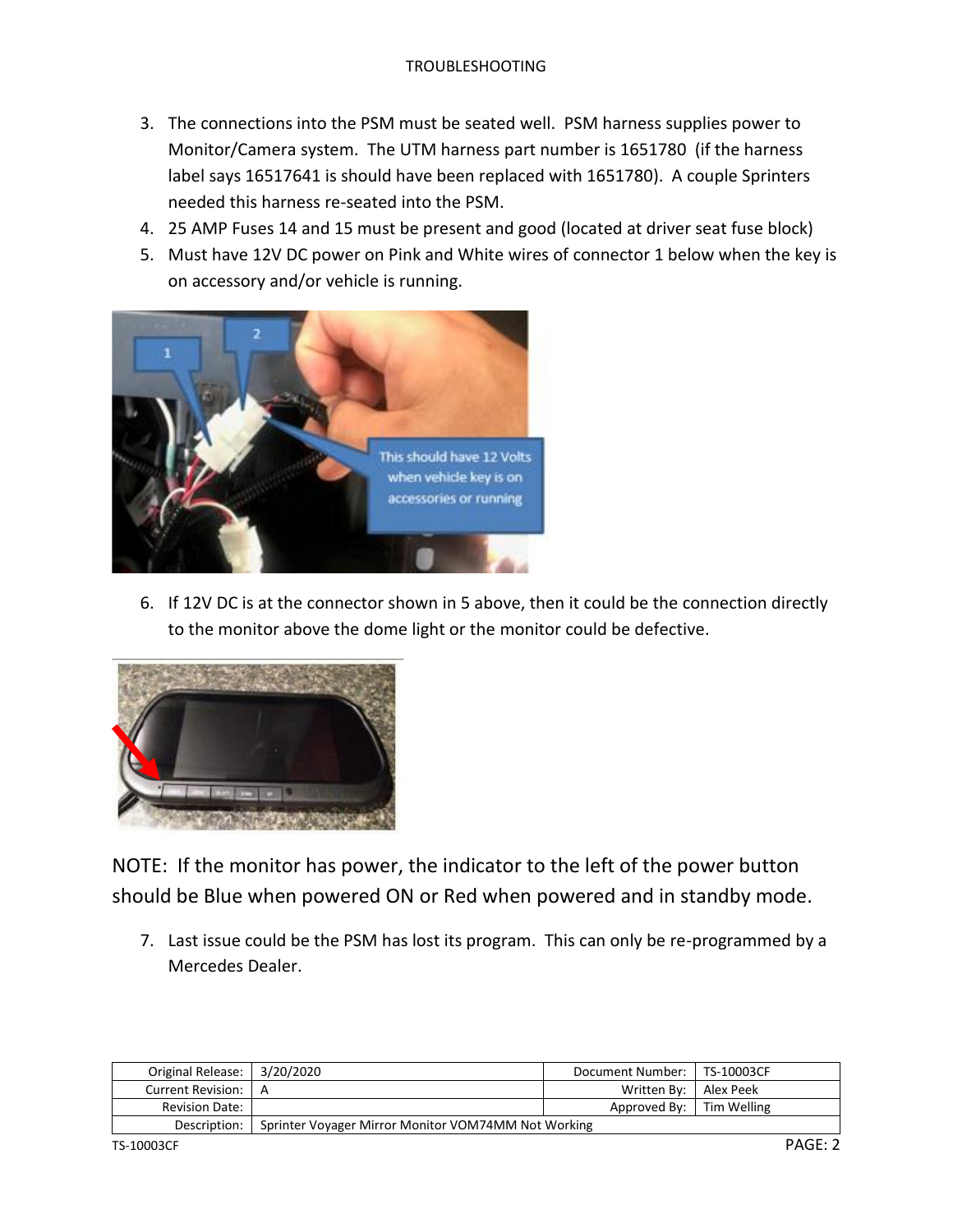3. The connections into the PSM must be seated well. PSM harness supplies power to Monitor/Camera system. The UTM harness part number is 1651780 (if the harness label says 16517641 is should have been replaced with 1651780). A couple Sprinters needed this harness re-seated into the PSM.
4. 25 AMP Fuses 14 and 15 must be present and good (located at driver seat fuse block)
5. Must have 12V DC power on Pink and White wires of connector 1 below when the key is on accessory and/or vehicle is running.

6. If 12V DC is at the connector shown in 5 above, then it could be the connection directly to the monitor above the dome light or the monitor could be defective.

NOTE: If the monitor has power, the indicator to the left of the power button should be Blue when powered ON or Red when powered and in standby mode.

7. Last issue could be the PSM has lost its program. This can only be re-programmed by a Mercedes Dealer.

| Original Release: | 3/20/2020 | Document Number: | TS-10003CF |
|---|---|---|---|
| Current Revision: | A | Written By: | Alex Peek |
| Revision Date: | | Approved By: | Tim Welling |
| Description: | Sprinter Voyager Mirror Monitor VOM74MM Not Working | | |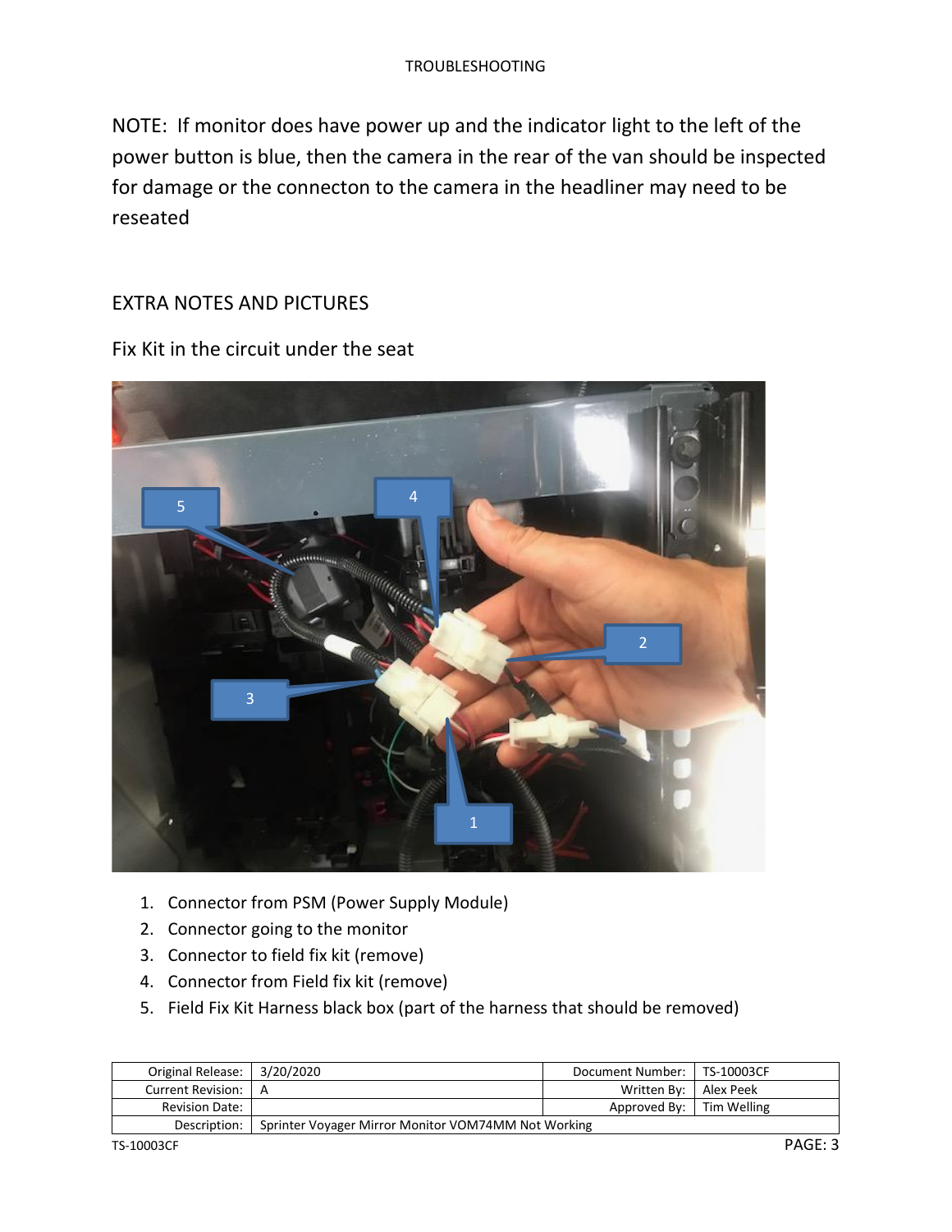NOTE: If monitor does have power up and the indicator light to the left of the power button is blue, then the camera in the rear of the van should be inspected for damage or the connecton to the camera in the headliner may need to be reseated

## EXTRA NOTES AND PICTURES

Fix Kit in the circuit under the seat

1. Connector from PSM (Power Supply Module)
2. Connector going to the monitor
3. Connector to field fix kit (remove)
4. Connector from Field fix kit (remove)
5. Field Fix Kit Harness black box (part of the harness that should be removed)

| Original Release: | 3/20/2020 | Document Number: | TS-10003CF |
|---|---|---|---|
| Current Revision: | A | Written By: | Alex Peek |
| Revision Date: | | Approved By: | Tim Welling |
| Description: | Sprinter Voyager Mirror Monitor VOM74MM Not Working | | |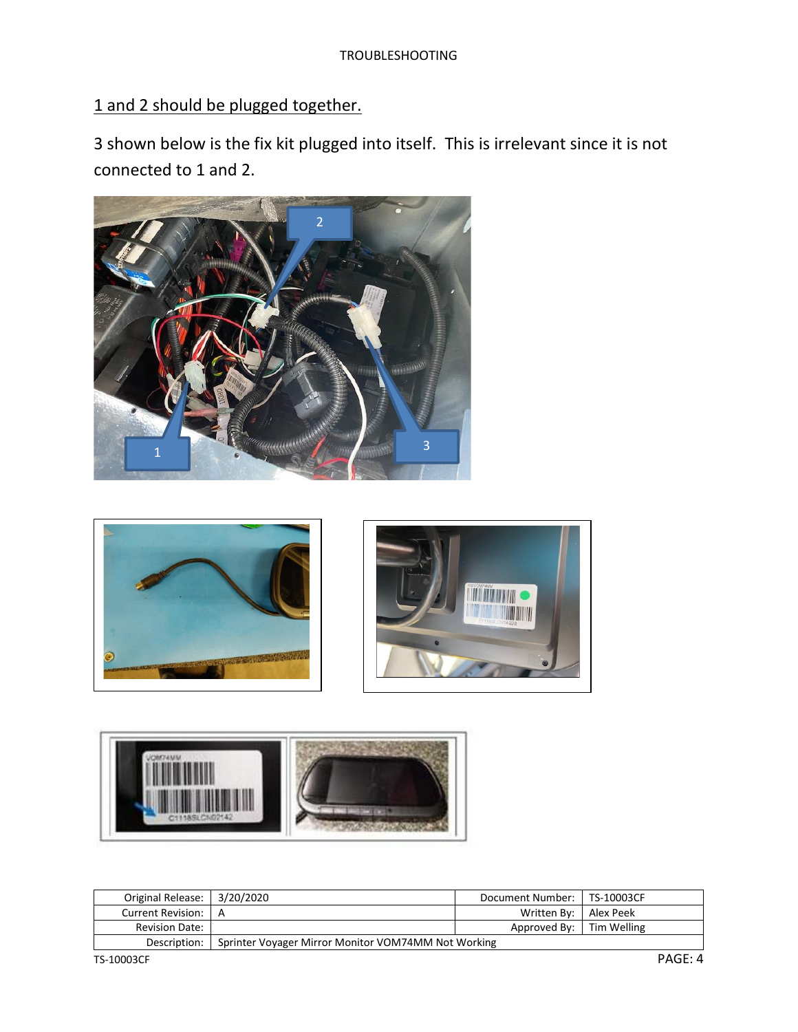TROUBLESHOOTING

1 and 2 should be plugged together.

3 shown below is the fix kit plugged into itself. This is irrelevant since it is not connected to 1 and 2.

| | | | |
|---|---|---|---|
| Original Release: | 3/20/2020 | Document Number: | TS-10003CF |
| Current Revision: | A | Written By: | Alex Peek |
| Revision Date: | | Approved By: | Tim Welling |
| Description: | Sprinter Voyager Mirror Monitor VOM74MM Not Working | | |